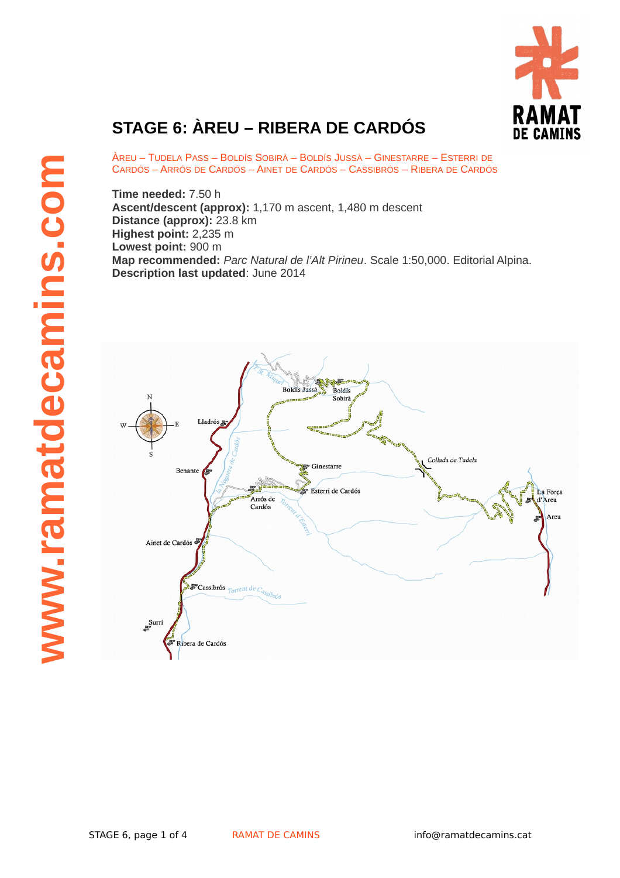# STAGE 6: ÀREU – RIBERA DE CARDÓS

ÀREU – TUDELA PASS – BOLDÍS SOBIRÀ – BOLDÍS JUSSÀ – GINESTARRE – ESTERRI DE CARDÓS – ARRÓS DE CARDÓS – AINET DE CARDÓS – CASSIBRÓS – RIBERA DE CARDÓS

**Time needed:** 7.50 h
**Ascent/descent (approx):** 1,170 m ascent, 1,480 m descent
**Distance (approx):** 23.8 km
**Highest point:** 2,235 m
**Lowest point:** 900 m
**Map recommended:** *Parc Natural de l'Alt Pirineu*. Scale 1:50,000. Editorial Alpina.
**Description last updated**: June 2014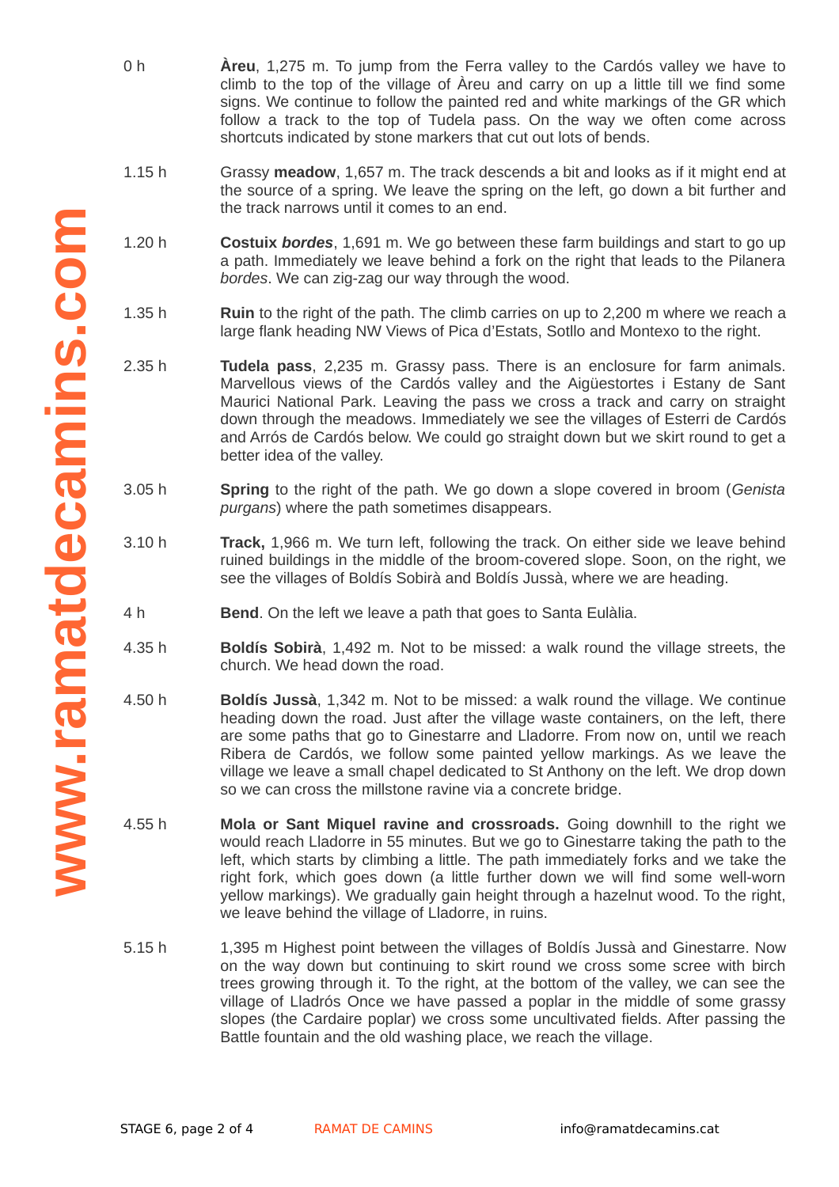0 h **Àreu**, 1,275 m. To jump from the Ferra valley to the Cardós valley we have to climb to the top of the village of Àreu and carry on up a little till we find some signs. We continue to follow the painted red and white markings of the GR which follow a track to the top of Tudela pass. On the way we often come across shortcuts indicated by stone markers that cut out lots of bends.

1.15 h Grassy **meadow**, 1,657 m. The track descends a bit and looks as if it might end at the source of a spring. We leave the spring on the left, go down a bit further and the track narrows until it comes to an end.

1.20 h **Costuix** ***bordes***, 1,691 m. We go between these farm buildings and start to go up a path. Immediately we leave behind a fork on the right that leads to the Pilanera *bordes*. We can zig-zag our way through the wood.

1.35 h **Ruin** to the right of the path. The climb carries on up to 2,200 m where we reach a large flank heading NW Views of Pica d'Estats, Sotllo and Montexo to the right.

2.35 h **Tudela pass**, 2,235 m. Grassy pass. There is an enclosure for farm animals. Marvellous views of the Cardós valley and the Aigüestortes i Estany de Sant Maurici National Park. Leaving the pass we cross a track and carry on straight down through the meadows. Immediately we see the villages of Esterri de Cardós and Arrós de Cardós below. We could go straight down but we skirt round to get a better idea of the valley.

3.05 h **Spring** to the right of the path. We go down a slope covered in broom (*Genista purgans*) where the path sometimes disappears.

3.10 h **Track,** 1,966 m. We turn left, following the track. On either side we leave behind ruined buildings in the middle of the broom-covered slope. Soon, on the right, we see the villages of Boldís Sobirà and Boldís Jussà, where we are heading.

4 h **Bend**. On the left we leave a path that goes to Santa Eulàlia.

4.35 h **Boldís Sobirà**, 1,492 m. Not to be missed: a walk round the village streets, the church. We head down the road.

4.50 h **Boldís Jussà**, 1,342 m. Not to be missed: a walk round the village. We continue heading down the road. Just after the village waste containers, on the left, there are some paths that go to Ginestarre and Lladorre. From now on, until we reach Ribera de Cardós, we follow some painted yellow markings. As we leave the village we leave a small chapel dedicated to St Anthony on the left. We drop down so we can cross the millstone ravine via a concrete bridge.

4.55 h **Mola or Sant Miquel ravine and crossroads.** Going downhill to the right we would reach Lladorre in 55 minutes. But we go to Ginestarre taking the path to the left, which starts by climbing a little. The path immediately forks and we take the right fork, which goes down (a little further down we will find some well-worn yellow markings). We gradually gain height through a hazelnut wood. To the right, we leave behind the village of Lladorre, in ruins.

5.15 h 1,395 m Highest point between the villages of Boldís Jussà and Ginestarre. Now on the way down but continuing to skirt round we cross some scree with birch trees growing through it. To the right, at the bottom of the valley, we can see the village of Lladrós Once we have passed a poplar in the middle of some grassy slopes (the Cardaire poplar) we cross some uncultivated fields. After passing the Battle fountain and the old washing place, we reach the village.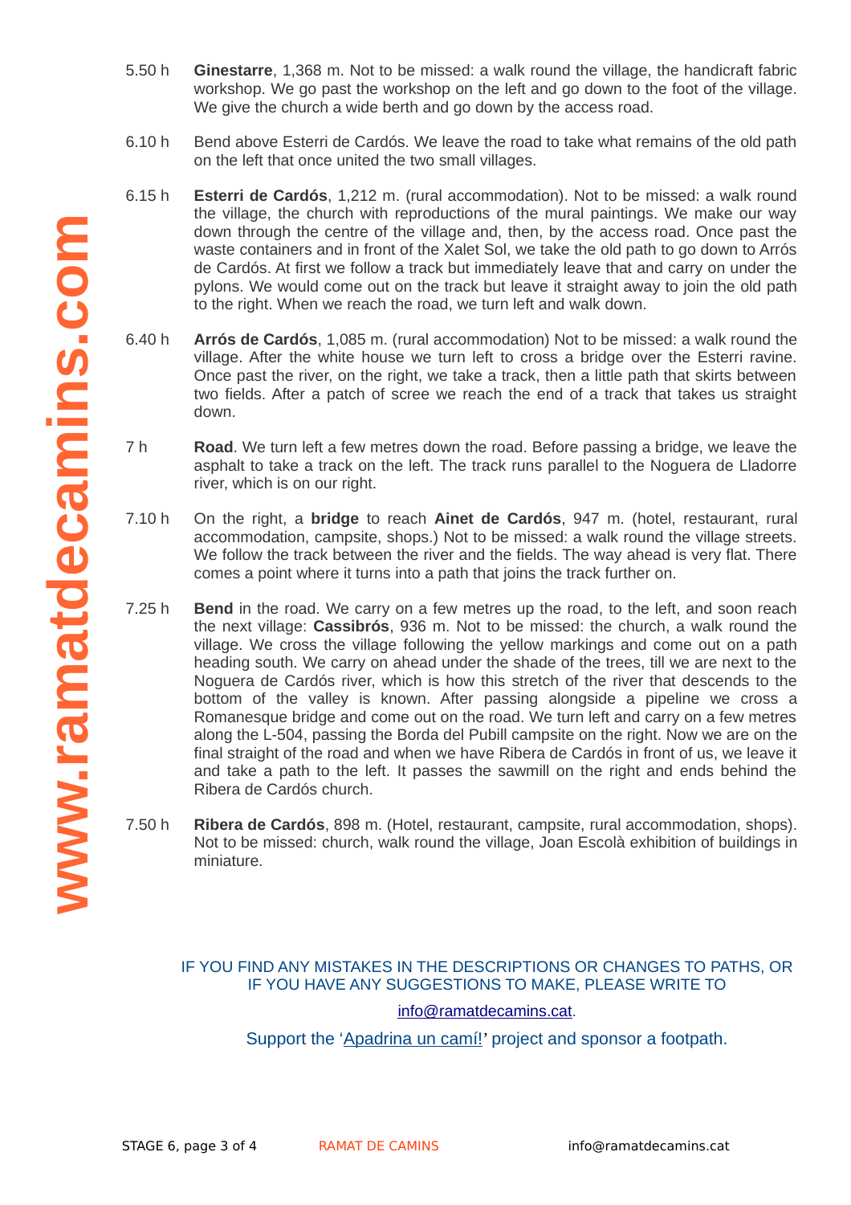5.50 h **Ginestarre**, 1,368 m. Not to be missed: a walk round the village, the handicraft fabric workshop. We go past the workshop on the left and go down to the foot of the village. We give the church a wide berth and go down by the access road.

6.10 h Bend above Esterri de Cardós. We leave the road to take what remains of the old path on the left that once united the two small villages.

6.15 h **Esterri de Cardós**, 1,212 m. (rural accommodation). Not to be missed: a walk round the village, the church with reproductions of the mural paintings. We make our way down through the centre of the village and, then, by the access road. Once past the waste containers and in front of the Xalet Sol, we take the old path to go down to Arrós de Cardós. At first we follow a track but immediately leave that and carry on under the pylons. We would come out on the track but leave it straight away to join the old path to the right. When we reach the road, we turn left and walk down.

6.40 h **Arrós de Cardós**, 1,085 m. (rural accommodation) Not to be missed: a walk round the village. After the white house we turn left to cross a bridge over the Esterri ravine. Once past the river, on the right, we take a track, then a little path that skirts between two fields. After a patch of scree we reach the end of a track that takes us straight down.

7 h **Road**. We turn left a few metres down the road. Before passing a bridge, we leave the asphalt to take a track on the left. The track runs parallel to the Noguera de Lladorre river, which is on our right.

7.10 h On the right, a **bridge** to reach **Ainet de Cardós**, 947 m. (hotel, restaurant, rural accommodation, campsite, shops.) Not to be missed: a walk round the village streets. We follow the track between the river and the fields. The way ahead is very flat. There comes a point where it turns into a path that joins the track further on.

7.25 h **Bend** in the road. We carry on a few metres up the road, to the left, and soon reach the next village: **Cassibrós**, 936 m. Not to be missed: the church, a walk round the village. We cross the village following the yellow markings and come out on a path heading south. We carry on ahead under the shade of the trees, till we are next to the Noguera de Cardós river, which is how this stretch of the river that descends to the bottom of the valley is known. After passing alongside a pipeline we cross a Romanesque bridge and come out on the road. We turn left and carry on a few metres along the L-504, passing the Borda del Pubill campsite on the right. Now we are on the final straight of the road and when we have Ribera de Cardós in front of us, we leave it and take a path to the left. It passes the sawmill on the right and ends behind the Ribera de Cardós church.

7.50 h **Ribera de Cardós**, 898 m. (Hotel, restaurant, campsite, rural accommodation, shops). Not to be missed: church, walk round the village, Joan Escolà exhibition of buildings in miniature.

IF YOU FIND ANY MISTAKES IN THE DESCRIPTIONS OR CHANGES TO PATHS, OR IF YOU HAVE ANY SUGGESTIONS TO MAKE, PLEASE WRITE TO

info@ramatdecamins.cat.

Support the 'Apadrina un camí!' project and sponsor a footpath.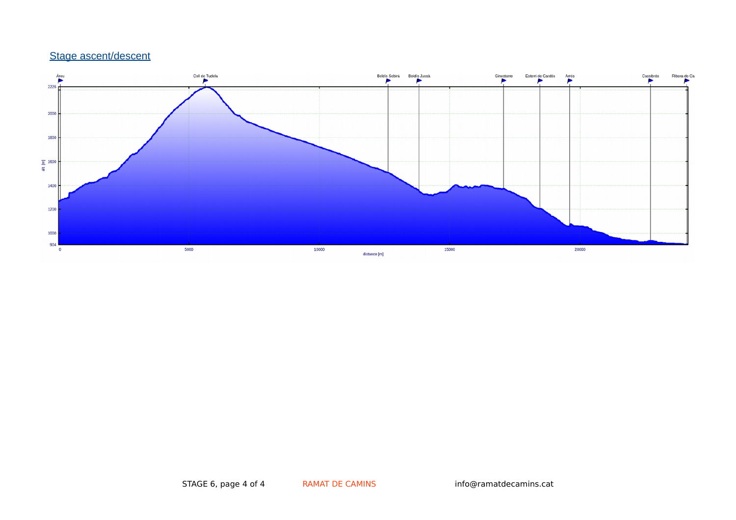## Stage ascent/descent

Àreu
Coll de Tudela
Boldís Sobirà
Boldís Jussà
Ginestarre
Esterri de Cardós
Arrós
Cassibrós
Ribera de Ca

alt. [m]
2226
2000
1800
1600
1400
1200
1000
904

0
5000
10000
15000
20000
distance [m]